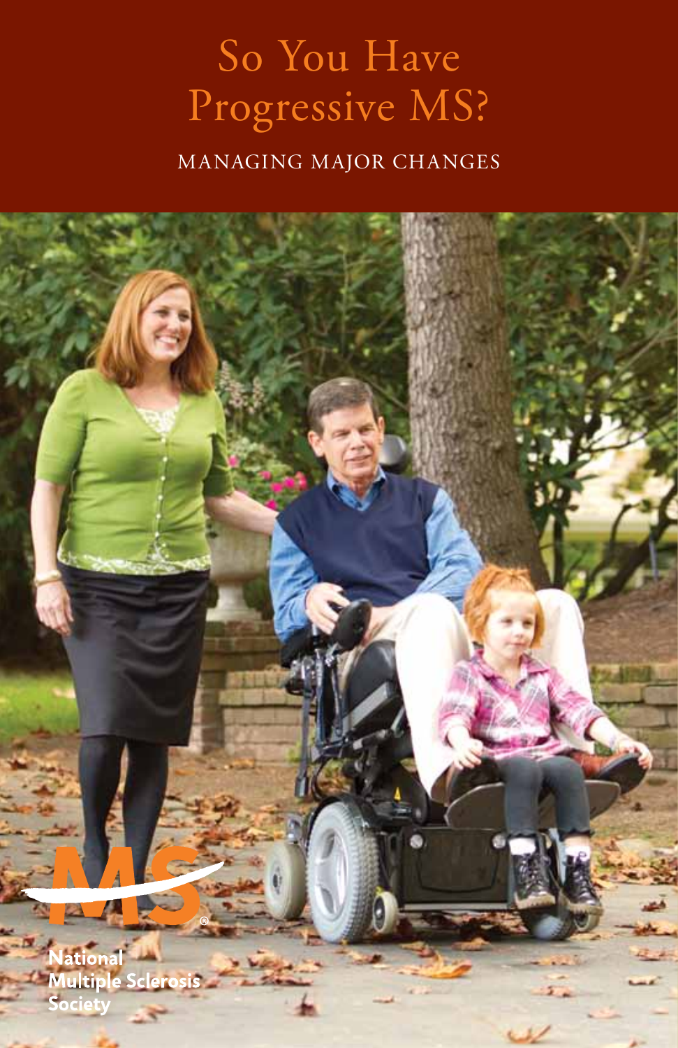# So You Have Progressive MS?

MANAGING MAJOR CHANGES

National Multiple Sclerosis Society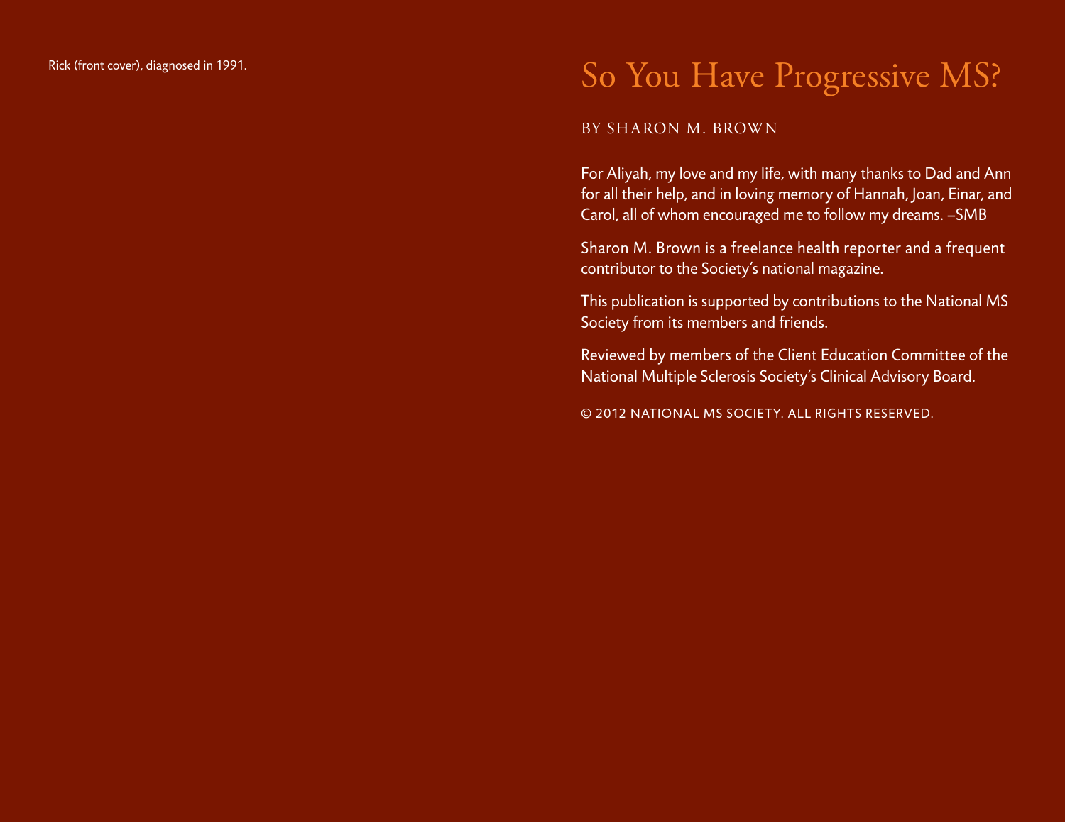Rick (front cover), diagnosed in 1991.

# So You Have Progressive MS?

BY SHARON M. BROWN

For Aliyah, my love and my life, with many thanks to Dad and Ann for all their help, and in loving memory of Hannah, Joan, Einar, and Carol, all of whom encouraged me to follow my dreams. –SMB

Sharon M. Brown is a freelance health reporter and a frequent contributor to the Society's national magazine.

This publication is supported by contributions to the National MS Society from its members and friends.

Reviewed by members of the Client Education Committee of the National Multiple Sclerosis Society's Clinical Advisory Board.

© 2012 NATIONAL MS SOCIETY. ALL RIGHTS RESERVED.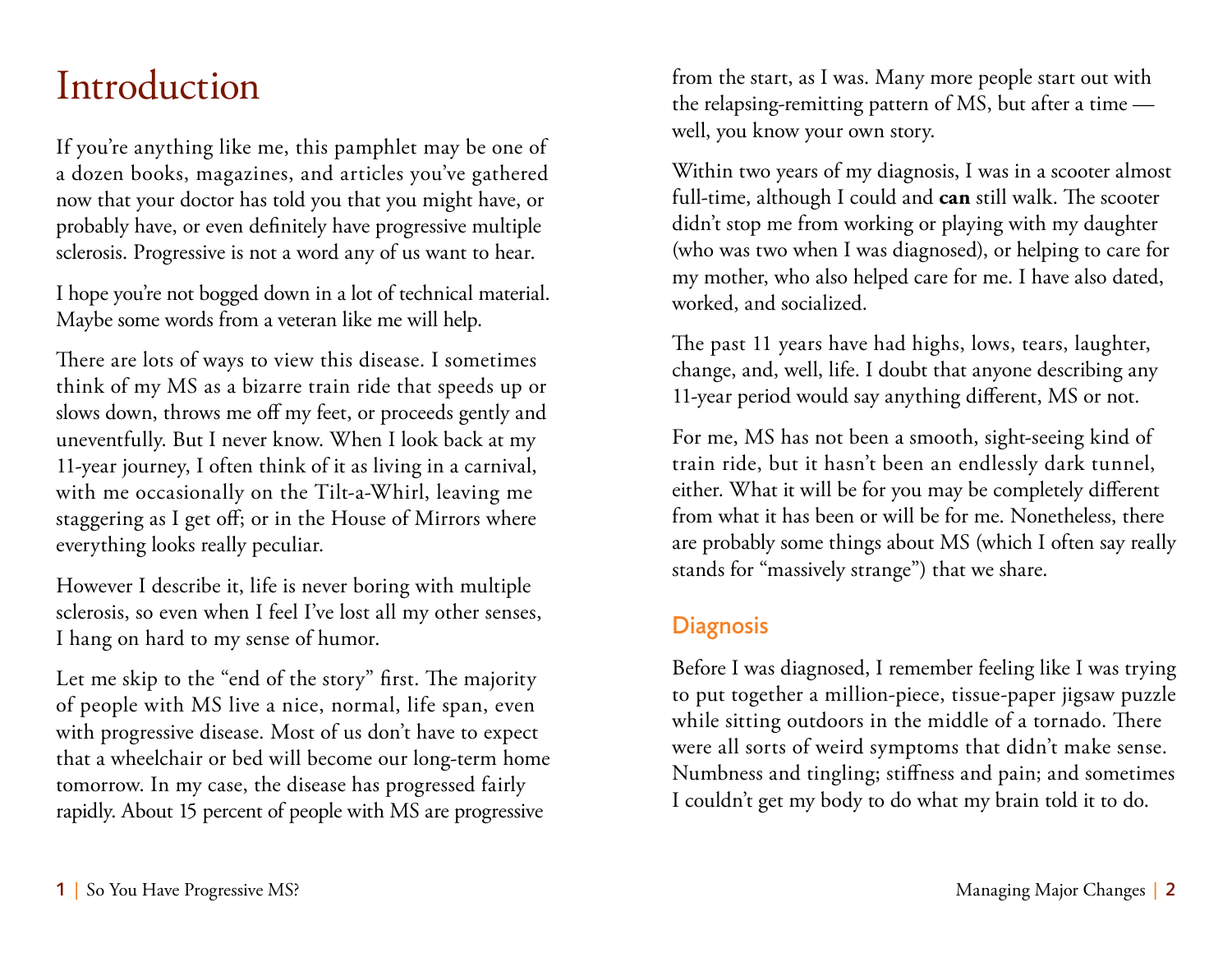# Introduction

If you're anything like me, this pamphlet may be one of a dozen books, magazines, and articles you've gathered now that your doctor has told you that you might have, or probably have, or even definitely have progressive multiple sclerosis. Progressive is not a word any of us want to hear.

I hope you're not bogged down in a lot of technical material. Maybe some words from a veteran like me will help.

There are lots of ways to view this disease. I sometimes think of my MS as a bizarre train ride that speeds up or slows down, throws me off my feet, or proceeds gently and uneventfully. But I never know. When I look back at my 11-year journey, I often think of it as living in a carnival, with me occasionally on the Tilt-a-Whirl, leaving me staggering as I get off; or in the House of Mirrors where everything looks really peculiar.

However I describe it, life is never boring with multiple sclerosis, so even when I feel I've lost all my other senses, I hang on hard to my sense of humor.

Let me skip to the "end of the story" first. The majority of people with MS live a nice, normal, life span, even with progressive disease. Most of us don't have to expect that a wheelchair or bed will become our long-term home tomorrow. In my case, the disease has progressed fairly rapidly. About 15 percent of people with MS are progressive from the start, as I was. Many more people start out with the relapsing-remitting pattern of MS, but after a time — well, you know your own story.

Within two years of my diagnosis, I was in a scooter almost full-time, although I could and **can** still walk. The scooter didn't stop me from working or playing with my daughter (who was two when I was diagnosed), or helping to care for my mother, who also helped care for me. I have also dated, worked, and socialized.

The past 11 years have had highs, lows, tears, laughter, change, and, well, life. I doubt that anyone describing any 11-year period would say anything different, MS or not.

For me, MS has not been a smooth, sight-seeing kind of train ride, but it hasn't been an endlessly dark tunnel, either. What it will be for you may be completely different from what it has been or will be for me. Nonetheless, there are probably some things about MS (which I often say really stands for "massively strange") that we share.

## Diagnosis

Before I was diagnosed, I remember feeling like I was trying to put together a million-piece, tissue-paper jigsaw puzzle while sitting outdoors in the middle of a tornado. There were all sorts of weird symptoms that didn't make sense. Numbness and tingling; stiffness and pain; and sometimes I couldn't get my body to do what my brain told it to do.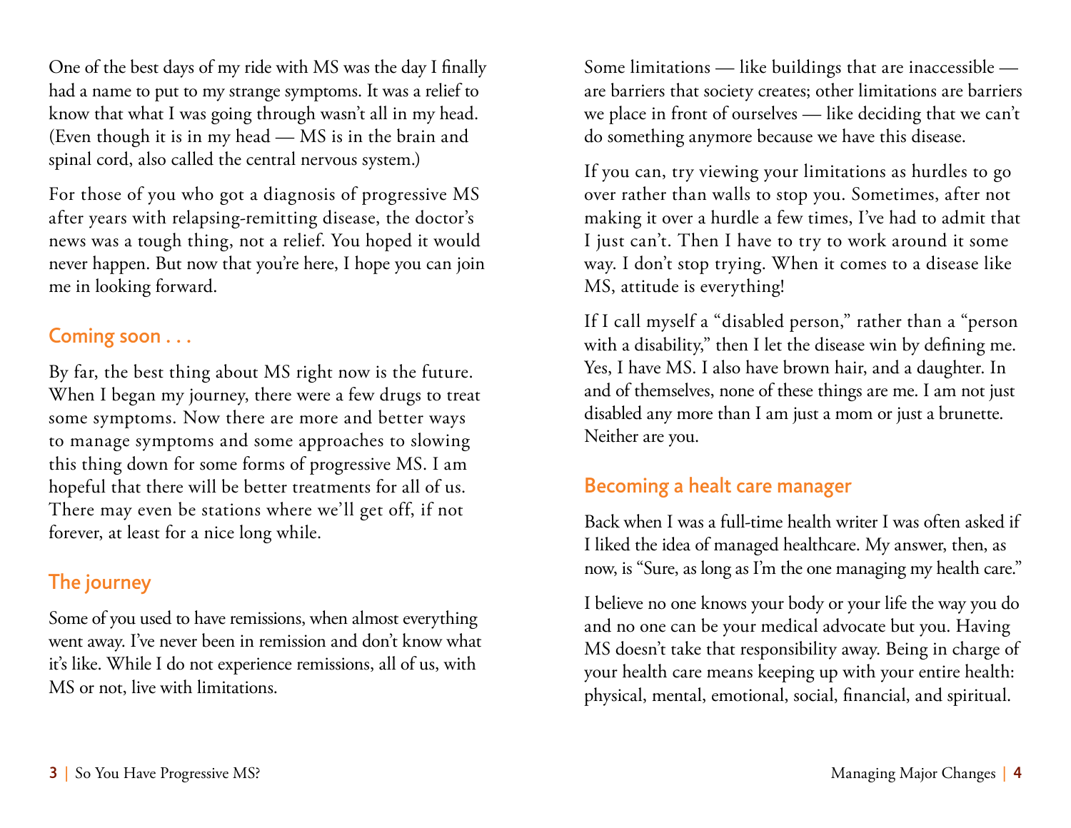One of the best days of my ride with MS was the day I finally had a name to put to my strange symptoms. It was a relief to know that what I was going through wasn't all in my head. (Even though it is in my head — MS is in the brain and spinal cord, also called the central nervous system.)

For those of you who got a diagnosis of progressive MS after years with relapsing-remitting disease, the doctor's news was a tough thing, not a relief. You hoped it would never happen. But now that you're here, I hope you can join me in looking forward.

## Coming soon . . .

By far, the best thing about MS right now is the future. When I began my journey, there were a few drugs to treat some symptoms. Now there are more and better ways to manage symptoms and some approaches to slowing this thing down for some forms of progressive MS. I am hopeful that there will be better treatments for all of us. There may even be stations where we'll get off, if not forever, at least for a nice long while.

## The journey

Some of you used to have remissions, when almost everything went away. I've never been in remission and don't know what it's like. While I do not experience remissions, all of us, with MS or not, live with limitations.

Some limitations — like buildings that are inaccessible — are barriers that society creates; other limitations are barriers we place in front of ourselves — like deciding that we can't do something anymore because we have this disease.

If you can, try viewing your limitations as hurdles to go over rather than walls to stop you. Sometimes, after not making it over a hurdle a few times, I've had to admit that I just can't. Then I have to try to work around it some way. I don't stop trying. When it comes to a disease like MS, attitude is everything!

If I call myself a "disabled person," rather than a "person with a disability," then I let the disease win by defining me. Yes, I have MS. I also have brown hair, and a daughter. In and of themselves, none of these things are me. I am not just disabled any more than I am just a mom or just a brunette. Neither are you.

## Becoming a healt care manager

Back when I was a full-time health writer I was often asked if I liked the idea of managed healthcare. My answer, then, as now, is "Sure, as long as I'm the one managing my health care."

I believe no one knows your body or your life the way you do and no one can be your medical advocate but you. Having MS doesn't take that responsibility away. Being in charge of your health care means keeping up with your entire health: physical, mental, emotional, social, financial, and spiritual.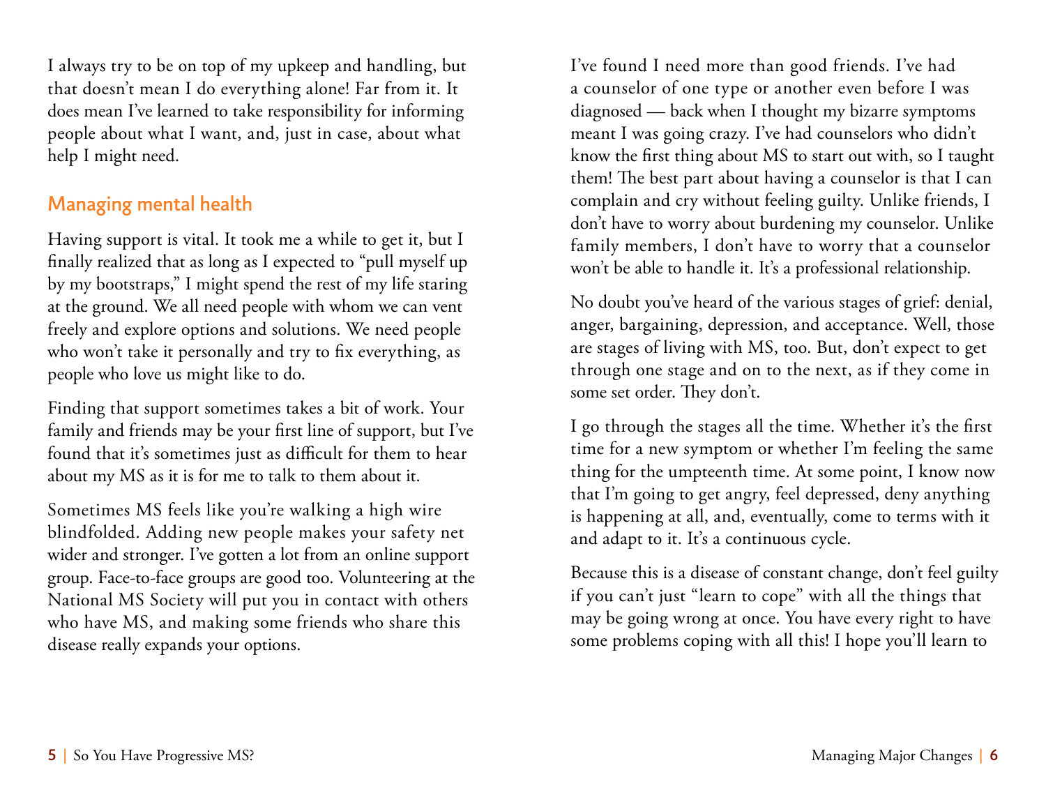I always try to be on top of my upkeep and handling, but that doesn't mean I do everything alone! Far from it. It does mean I've learned to take responsibility for informing people about what I want, and, just in case, about what help I might need.

## Managing mental health

Having support is vital. It took me a while to get it, but I finally realized that as long as I expected to "pull myself up by my bootstraps," I might spend the rest of my life staring at the ground. We all need people with whom we can vent freely and explore options and solutions. We need people who won't take it personally and try to fix everything, as people who love us might like to do.

Finding that support sometimes takes a bit of work. Your family and friends may be your first line of support, but I've found that it's sometimes just as difficult for them to hear about my MS as it is for me to talk to them about it.

Sometimes MS feels like you're walking a high wire blindfolded. Adding new people makes your safety net wider and stronger. I've gotten a lot from an online support group. Face-to-face groups are good too. Volunteering at the National MS Society will put you in contact with others who have MS, and making some friends who share this disease really expands your options.

I've found I need more than good friends. I've had a counselor of one type or another even before I was diagnosed — back when I thought my bizarre symptoms meant I was going crazy. I've had counselors who didn't know the first thing about MS to start out with, so I taught them! The best part about having a counselor is that I can complain and cry without feeling guilty. Unlike friends, I don't have to worry about burdening my counselor. Unlike family members, I don't have to worry that a counselor won't be able to handle it. It's a professional relationship.

No doubt you've heard of the various stages of grief: denial, anger, bargaining, depression, and acceptance. Well, those are stages of living with MS, too. But, don't expect to get through one stage and on to the next, as if they come in some set order. They don't.

I go through the stages all the time. Whether it's the first time for a new symptom or whether I'm feeling the same thing for the umpteenth time. At some point, I know now that I'm going to get angry, feel depressed, deny anything is happening at all, and, eventually, come to terms with it and adapt to it. It's a continuous cycle.

Because this is a disease of constant change, don't feel guilty if you can't just "learn to cope" with all the things that may be going wrong at once. You have every right to have some problems coping with all this! I hope you'll learn to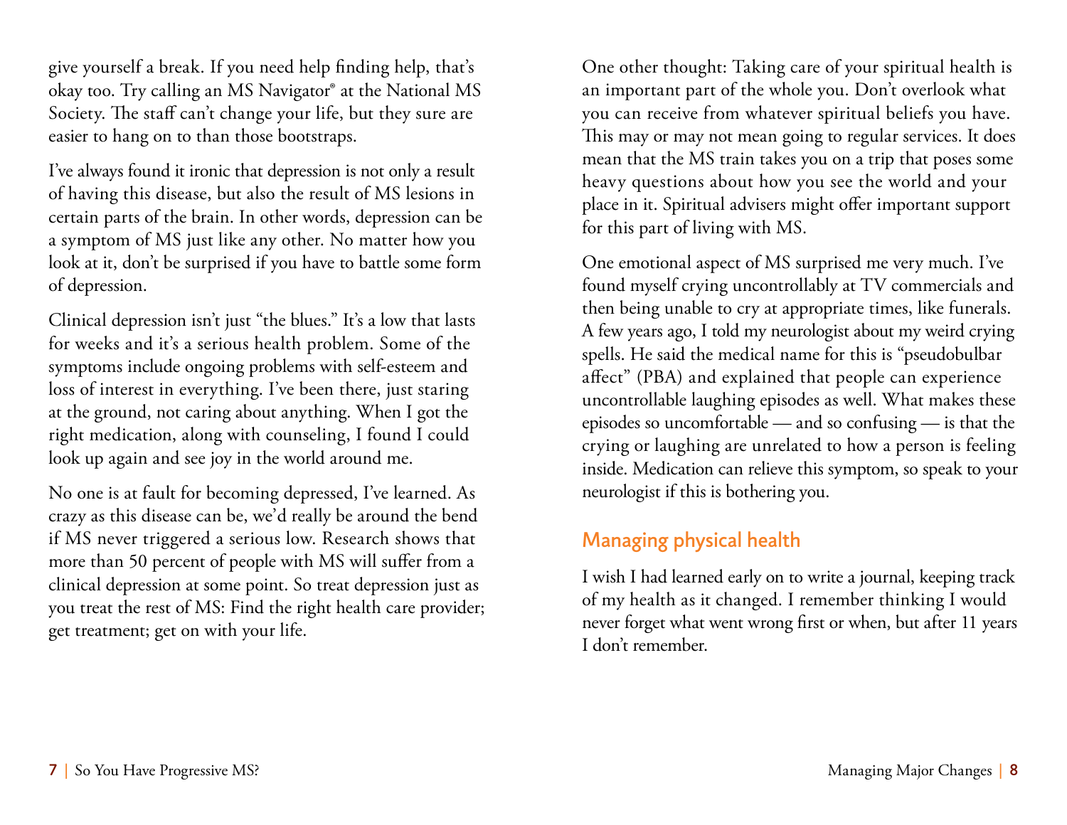give yourself a break. If you need help finding help, that's okay too. Try calling an MS Navigator® at the National MS Society. The staff can't change your life, but they sure are easier to hang on to than those bootstraps.

I've always found it ironic that depression is not only a result of having this disease, but also the result of MS lesions in certain parts of the brain. In other words, depression can be a symptom of MS just like any other. No matter how you look at it, don't be surprised if you have to battle some form of depression.

Clinical depression isn't just "the blues." It's a low that lasts for weeks and it's a serious health problem. Some of the symptoms include ongoing problems with self-esteem and loss of interest in everything. I've been there, just staring at the ground, not caring about anything. When I got the right medication, along with counseling, I found I could look up again and see joy in the world around me.

No one is at fault for becoming depressed, I've learned. As crazy as this disease can be, we'd really be around the bend if MS never triggered a serious low. Research shows that more than 50 percent of people with MS will suffer from a clinical depression at some point. So treat depression just as you treat the rest of MS: Find the right health care provider; get treatment; get on with your life.

One other thought: Taking care of your spiritual health is an important part of the whole you. Don't overlook what you can receive from whatever spiritual beliefs you have. This may or may not mean going to regular services. It does mean that the MS train takes you on a trip that poses some heavy questions about how you see the world and your place in it. Spiritual advisers might offer important support for this part of living with MS.

One emotional aspect of MS surprised me very much. I've found myself crying uncontrollably at TV commercials and then being unable to cry at appropriate times, like funerals. A few years ago, I told my neurologist about my weird crying spells. He said the medical name for this is "pseudobulbar affect" (PBA) and explained that people can experience uncontrollable laughing episodes as well. What makes these episodes so uncomfortable — and so confusing — is that the crying or laughing are unrelated to how a person is feeling inside. Medication can relieve this symptom, so speak to your neurologist if this is bothering you.

## Managing physical health

I wish I had learned early on to write a journal, keeping track of my health as it changed. I remember thinking I would never forget what went wrong first or when, but after 11 years I don't remember.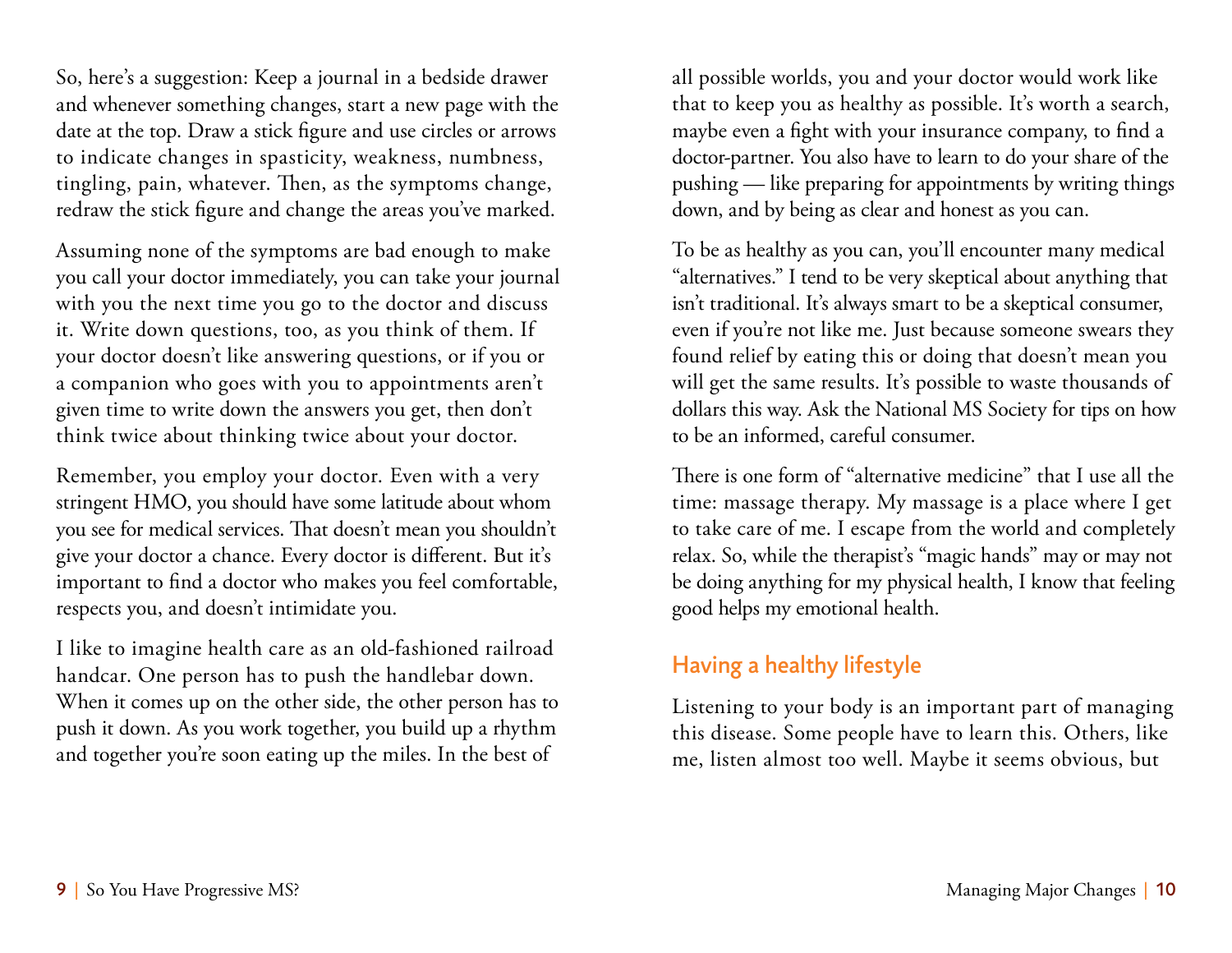So, here's a suggestion: Keep a journal in a bedside drawer and whenever something changes, start a new page with the date at the top. Draw a stick figure and use circles or arrows to indicate changes in spasticity, weakness, numbness, tingling, pain, whatever. Then, as the symptoms change, redraw the stick figure and change the areas you've marked.

Assuming none of the symptoms are bad enough to make you call your doctor immediately, you can take your journal with you the next time you go to the doctor and discuss it. Write down questions, too, as you think of them. If your doctor doesn't like answering questions, or if you or a companion who goes with you to appointments aren't given time to write down the answers you get, then don't think twice about thinking twice about your doctor.

Remember, you employ your doctor. Even with a very stringent HMO, you should have some latitude about whom you see for medical services. That doesn't mean you shouldn't give your doctor a chance. Every doctor is different. But it's important to find a doctor who makes you feel comfortable, respects you, and doesn't intimidate you.

I like to imagine health care as an old-fashioned railroad handcar. One person has to push the handlebar down. When it comes up on the other side, the other person has to push it down. As you work together, you build up a rhythm and together you're soon eating up the miles. In the best of all possible worlds, you and your doctor would work like that to keep you as healthy as possible. It's worth a search, maybe even a fight with your insurance company, to find a doctor-partner. You also have to learn to do your share of the pushing — like preparing for appointments by writing things down, and by being as clear and honest as you can.

To be as healthy as you can, you'll encounter many medical "alternatives." I tend to be very skeptical about anything that isn't traditional. It's always smart to be a skeptical consumer, even if you're not like me. Just because someone swears they found relief by eating this or doing that doesn't mean you will get the same results. It's possible to waste thousands of dollars this way. Ask the National MS Society for tips on how to be an informed, careful consumer.

There is one form of "alternative medicine" that I use all the time: massage therapy. My massage is a place where I get to take care of me. I escape from the world and completely relax. So, while the therapist's "magic hands" may or may not be doing anything for my physical health, I know that feeling good helps my emotional health.

## Having a healthy lifestyle

Listening to your body is an important part of managing this disease. Some people have to learn this. Others, like me, listen almost too well. Maybe it seems obvious, but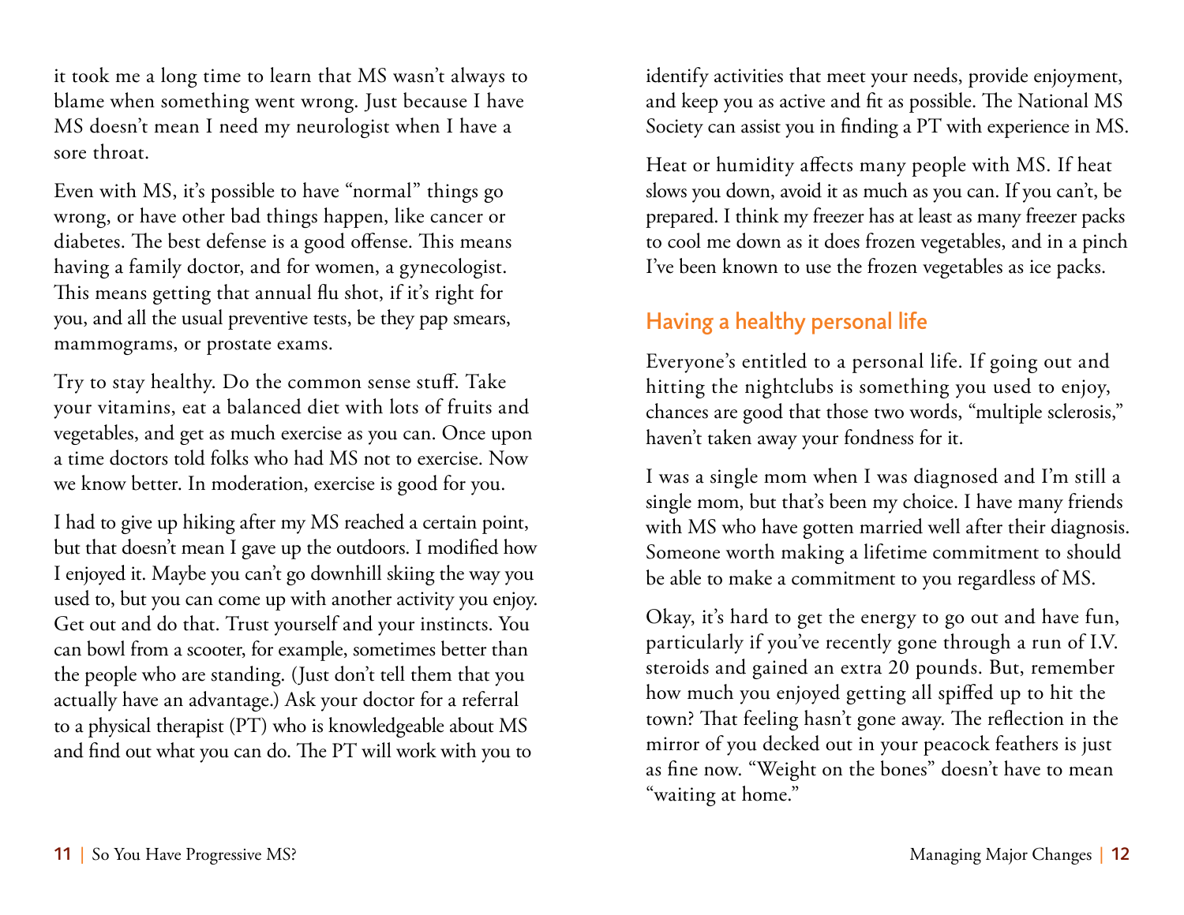it took me a long time to learn that MS wasn't always to blame when something went wrong. Just because I have MS doesn't mean I need my neurologist when I have a sore throat.

Even with MS, it's possible to have "normal" things go wrong, or have other bad things happen, like cancer or diabetes. The best defense is a good offense. This means having a family doctor, and for women, a gynecologist. This means getting that annual flu shot, if it's right for you, and all the usual preventive tests, be they pap smears, mammograms, or prostate exams.

Try to stay healthy. Do the common sense stuff. Take your vitamins, eat a balanced diet with lots of fruits and vegetables, and get as much exercise as you can. Once upon a time doctors told folks who had MS not to exercise. Now we know better. In moderation, exercise is good for you.

I had to give up hiking after my MS reached a certain point, but that doesn't mean I gave up the outdoors. I modified how I enjoyed it. Maybe you can't go downhill skiing the way you used to, but you can come up with another activity you enjoy. Get out and do that. Trust yourself and your instincts. You can bowl from a scooter, for example, sometimes better than the people who are standing. (Just don't tell them that you actually have an advantage.) Ask your doctor for a referral to a physical therapist (PT) who is knowledgeable about MS and find out what you can do. The PT will work with you to identify activities that meet your needs, provide enjoyment, and keep you as active and fit as possible. The National MS Society can assist you in finding a PT with experience in MS.

Heat or humidity affects many people with MS. If heat slows you down, avoid it as much as you can. If you can't, be prepared. I think my freezer has at least as many freezer packs to cool me down as it does frozen vegetables, and in a pinch I've been known to use the frozen vegetables as ice packs.

## Having a healthy personal life

Everyone's entitled to a personal life. If going out and hitting the nightclubs is something you used to enjoy, chances are good that those two words, "multiple sclerosis," haven't taken away your fondness for it.

I was a single mom when I was diagnosed and I'm still a single mom, but that's been my choice. I have many friends with MS who have gotten married well after their diagnosis. Someone worth making a lifetime commitment to should be able to make a commitment to you regardless of MS.

Okay, it's hard to get the energy to go out and have fun, particularly if you've recently gone through a run of I.V. steroids and gained an extra 20 pounds. But, remember how much you enjoyed getting all spiffed up to hit the town? That feeling hasn't gone away. The reflection in the mirror of you decked out in your peacock feathers is just as fine now. "Weight on the bones" doesn't have to mean "waiting at home."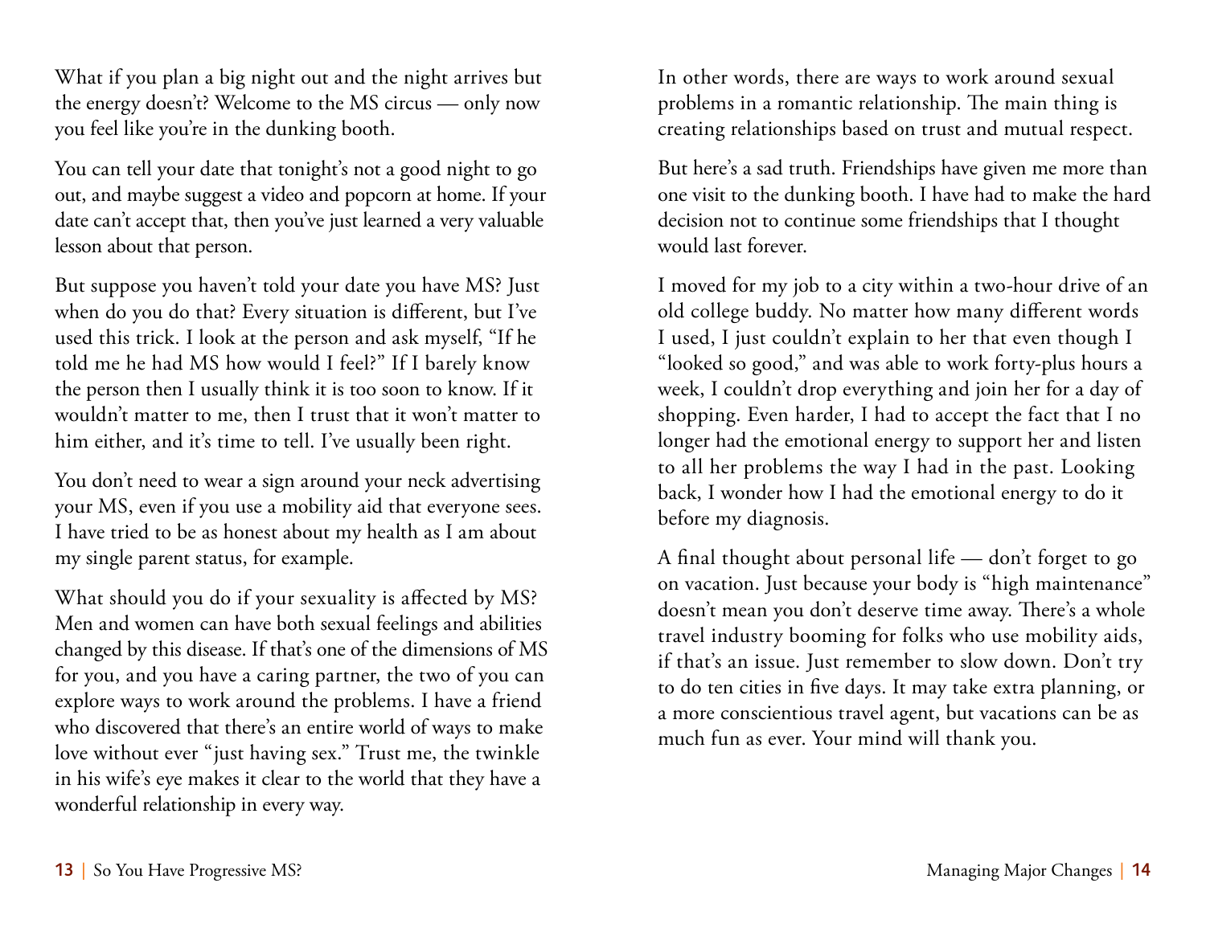What if you plan a big night out and the night arrives but the energy doesn't? Welcome to the MS circus — only now you feel like you're in the dunking booth.

You can tell your date that tonight's not a good night to go out, and maybe suggest a video and popcorn at home. If your date can't accept that, then you've just learned a very valuable lesson about that person.

But suppose you haven't told your date you have MS? Just when do you do that? Every situation is different, but I've used this trick. I look at the person and ask myself, "If he told me he had MS how would I feel?" If I barely know the person then I usually think it is too soon to know. If it wouldn't matter to me, then I trust that it won't matter to him either, and it's time to tell. I've usually been right.

You don't need to wear a sign around your neck advertising your MS, even if you use a mobility aid that everyone sees. I have tried to be as honest about my health as I am about my single parent status, for example.

What should you do if your sexuality is affected by MS? Men and women can have both sexual feelings and abilities changed by this disease. If that's one of the dimensions of MS for you, and you have a caring partner, the two of you can explore ways to work around the problems. I have a friend who discovered that there's an entire world of ways to make love without ever "just having sex." Trust me, the twinkle in his wife's eye makes it clear to the world that they have a wonderful relationship in every way.

In other words, there are ways to work around sexual problems in a romantic relationship. The main thing is creating relationships based on trust and mutual respect.

But here's a sad truth. Friendships have given me more than one visit to the dunking booth. I have had to make the hard decision not to continue some friendships that I thought would last forever.

I moved for my job to a city within a two-hour drive of an old college buddy. No matter how many different words I used, I just couldn't explain to her that even though I "looked so good," and was able to work forty-plus hours a week, I couldn't drop everything and join her for a day of shopping. Even harder, I had to accept the fact that I no longer had the emotional energy to support her and listen to all her problems the way I had in the past. Looking back, I wonder how I had the emotional energy to do it before my diagnosis.

A final thought about personal life — don't forget to go on vacation. Just because your body is "high maintenance" doesn't mean you don't deserve time away. There's a whole travel industry booming for folks who use mobility aids, if that's an issue. Just remember to slow down. Don't try to do ten cities in five days. It may take extra planning, or a more conscientious travel agent, but vacations can be as much fun as ever. Your mind will thank you.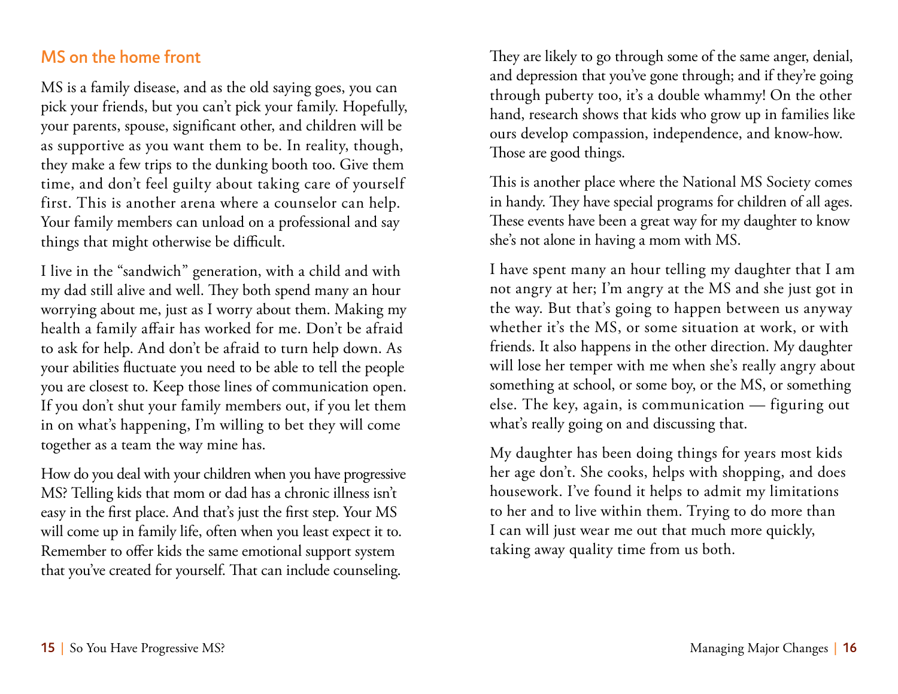## MS on the home front

MS is a family disease, and as the old saying goes, you can pick your friends, but you can't pick your family. Hopefully, your parents, spouse, significant other, and children will be as supportive as you want them to be. In reality, though, they make a few trips to the dunking booth too. Give them time, and don't feel guilty about taking care of yourself first. This is another arena where a counselor can help. Your family members can unload on a professional and say things that might otherwise be difficult.

I live in the "sandwich" generation, with a child and with my dad still alive and well. They both spend many an hour worrying about me, just as I worry about them. Making my health a family affair has worked for me. Don't be afraid to ask for help. And don't be afraid to turn help down. As your abilities fluctuate you need to be able to tell the people you are closest to. Keep those lines of communication open. If you don't shut your family members out, if you let them in on what's happening, I'm willing to bet they will come together as a team the way mine has.

How do you deal with your children when you have progressive MS? Telling kids that mom or dad has a chronic illness isn't easy in the first place. And that's just the first step. Your MS will come up in family life, often when you least expect it to. Remember to offer kids the same emotional support system that you've created for yourself. That can include counseling. They are likely to go through some of the same anger, denial, and depression that you've gone through; and if they're going through puberty too, it's a double whammy! On the other hand, research shows that kids who grow up in families like ours develop compassion, independence, and know-how. Those are good things.

This is another place where the National MS Society comes in handy. They have special programs for children of all ages. These events have been a great way for my daughter to know she's not alone in having a mom with MS.

I have spent many an hour telling my daughter that I am not angry at her; I'm angry at the MS and she just got in the way. But that's going to happen between us anyway whether it's the MS, or some situation at work, or with friends. It also happens in the other direction. My daughter will lose her temper with me when she's really angry about something at school, or some boy, or the MS, or something else. The key, again, is communication — figuring out what's really going on and discussing that.

My daughter has been doing things for years most kids her age don't. She cooks, helps with shopping, and does housework. I've found it helps to admit my limitations to her and to live within them. Trying to do more than I can will just wear me out that much more quickly, taking away quality time from us both.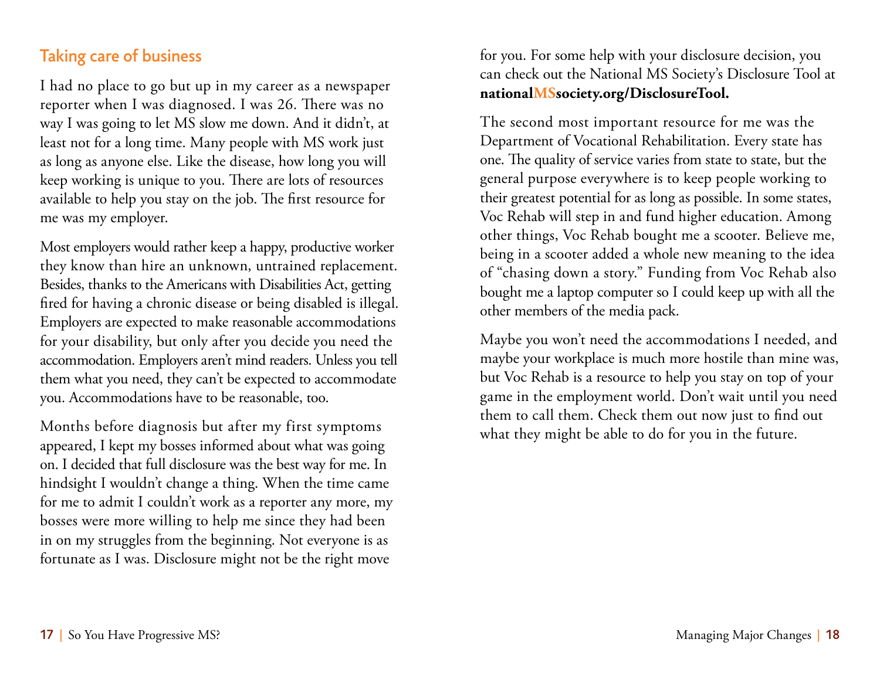## Taking care of business

I had no place to go but up in my career as a newspaper reporter when I was diagnosed. I was 26. There was no way I was going to let MS slow me down. And it didn't, at least not for a long time. Many people with MS work just as long as anyone else. Like the disease, how long you will keep working is unique to you. There are lots of resources available to help you stay on the job. The first resource for me was my employer.

Most employers would rather keep a happy, productive worker they know than hire an unknown, untrained replacement. Besides, thanks to the Americans with Disabilities Act, getting fired for having a chronic disease or being disabled is illegal. Employers are expected to make reasonable accommodations for your disability, but only after you decide you need the accommodation. Employers aren't mind readers. Unless you tell them what you need, they can't be expected to accommodate you. Accommodations have to be reasonable, too.

Months before diagnosis but after my first symptoms appeared, I kept my bosses informed about what was going on. I decided that full disclosure was the best way for me. In hindsight I wouldn't change a thing. When the time came for me to admit I couldn't work as a reporter any more, my bosses were more willing to help me since they had been in on my struggles from the beginning. Not everyone is as fortunate as I was. Disclosure might not be the right move for you. For some help with your disclosure decision, you can check out the National MS Society's Disclosure Tool at **nationalMSsociety.org/DisclosureTool.**

The second most important resource for me was the Department of Vocational Rehabilitation. Every state has one. The quality of service varies from state to state, but the general purpose everywhere is to keep people working to their greatest potential for as long as possible. In some states, Voc Rehab will step in and fund higher education. Among other things, Voc Rehab bought me a scooter. Believe me, being in a scooter added a whole new meaning to the idea of "chasing down a story." Funding from Voc Rehab also bought me a laptop computer so I could keep up with all the other members of the media pack.

Maybe you won't need the accommodations I needed, and maybe your workplace is much more hostile than mine was, but Voc Rehab is a resource to help you stay on top of your game in the employment world. Don't wait until you need them to call them. Check them out now just to find out what they might be able to do for you in the future.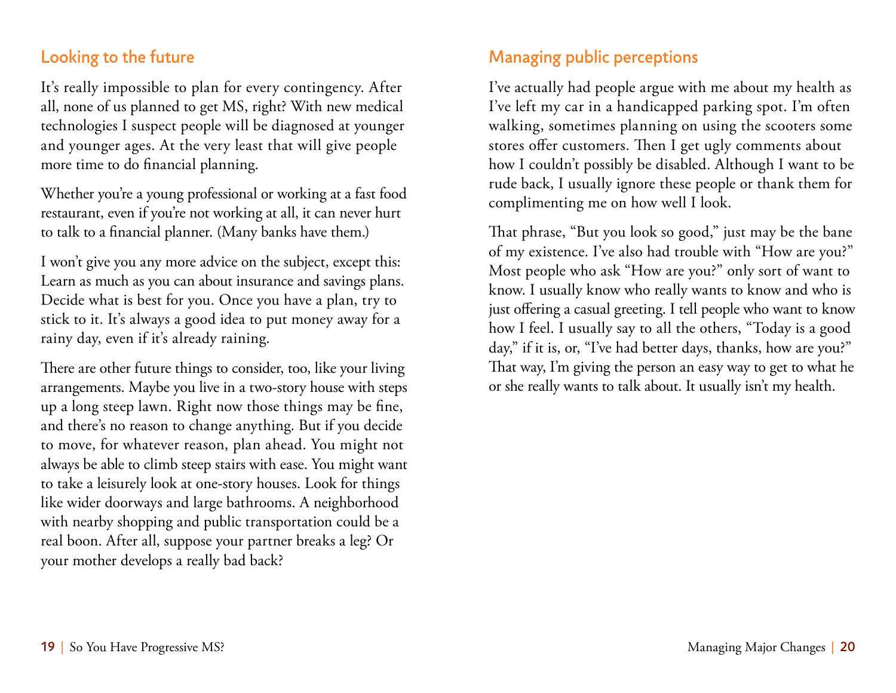## Looking to the future

It's really impossible to plan for every contingency. After all, none of us planned to get MS, right? With new medical technologies I suspect people will be diagnosed at younger and younger ages. At the very least that will give people more time to do financial planning.

Whether you're a young professional or working at a fast food restaurant, even if you're not working at all, it can never hurt to talk to a financial planner. (Many banks have them.)

I won't give you any more advice on the subject, except this: Learn as much as you can about insurance and savings plans. Decide what is best for you. Once you have a plan, try to stick to it. It's always a good idea to put money away for a rainy day, even if it's already raining.

There are other future things to consider, too, like your living arrangements. Maybe you live in a two-story house with steps up a long steep lawn. Right now those things may be fine, and there's no reason to change anything. But if you decide to move, for whatever reason, plan ahead. You might not always be able to climb steep stairs with ease. You might want to take a leisurely look at one-story houses. Look for things like wider doorways and large bathrooms. A neighborhood with nearby shopping and public transportation could be a real boon. After all, suppose your partner breaks a leg? Or your mother develops a really bad back?

## Managing public perceptions

I've actually had people argue with me about my health as I've left my car in a handicapped parking spot. I'm often walking, sometimes planning on using the scooters some stores offer customers. Then I get ugly comments about how I couldn't possibly be disabled. Although I want to be rude back, I usually ignore these people or thank them for complimenting me on how well I look.

That phrase, "But you look so good," just may be the bane of my existence. I've also had trouble with "How are you?" Most people who ask "How are you?" only sort of want to know. I usually know who really wants to know and who is just offering a casual greeting. I tell people who want to know how I feel. I usually say to all the others, "Today is a good day," if it is, or, "I've had better days, thanks, how are you?" That way, I'm giving the person an easy way to get to what he or she really wants to talk about. It usually isn't my health.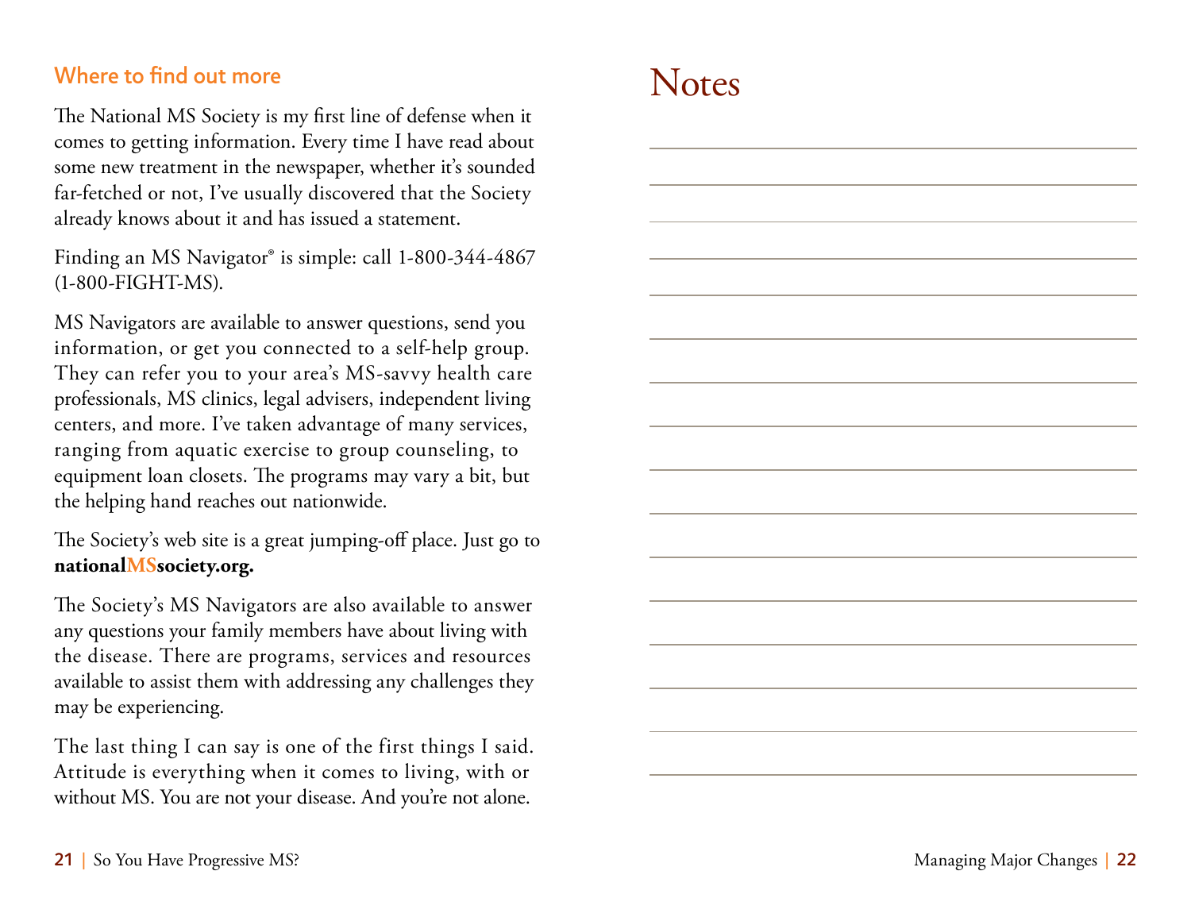## Where to find out more

The National MS Society is my first line of defense when it comes to getting information. Every time I have read about some new treatment in the newspaper, whether it's sounded far-fetched or not, I've usually discovered that the Society already knows about it and has issued a statement.

Finding an MS Navigator® is simple: call 1-800-344-4867 (1-800-FIGHT-MS).

MS Navigators are available to answer questions, send you information, or get you connected to a self-help group. They can refer you to your area's MS-savvy health care professionals, MS clinics, legal advisers, independent living centers, and more. I've taken advantage of many services, ranging from aquatic exercise to group counseling, to equipment loan closets. The programs may vary a bit, but the helping hand reaches out nationwide.

The Society's web site is a great jumping-off place. Just go to **nationalMSsociety.org.**

The Society's MS Navigators are also available to answer any questions your family members have about living with the disease. There are programs, services and resources available to assist them with addressing any challenges they may be experiencing.

The last thing I can say is one of the first things I said. Attitude is everything when it comes to living, with or without MS. You are not your disease. And you're not alone.

# Notes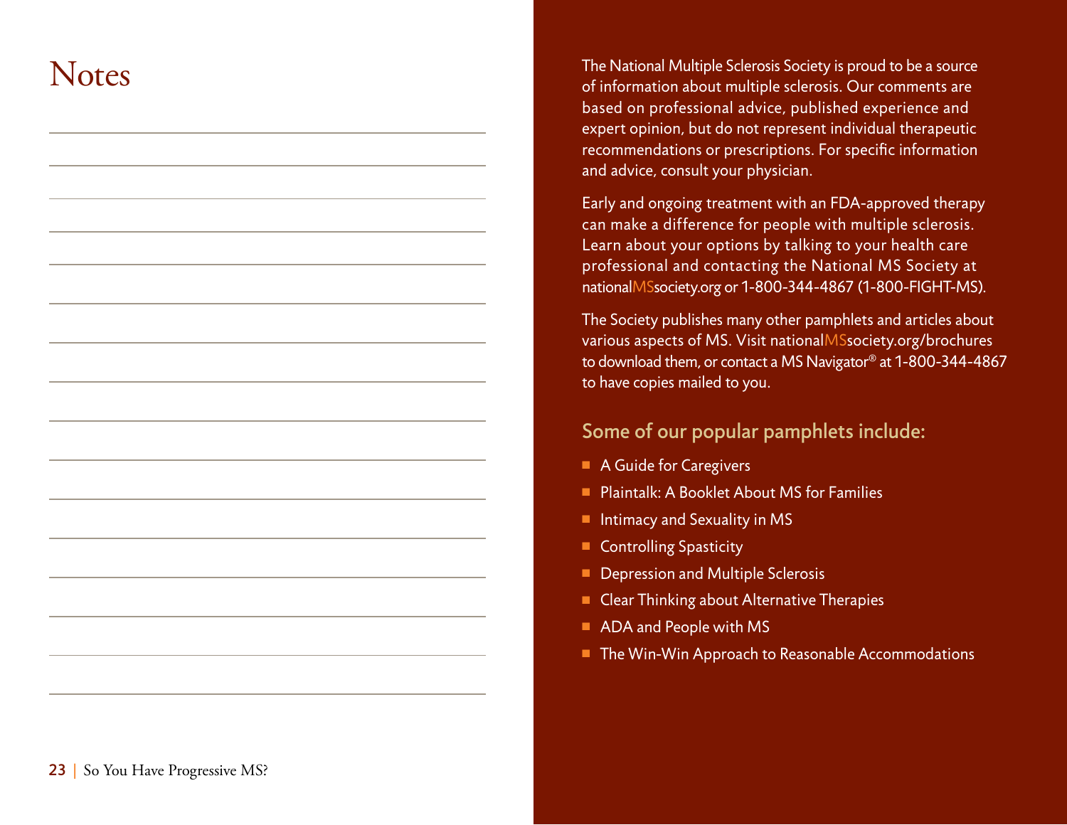# Notes

The National Multiple Sclerosis Society is proud to be a source of information about multiple sclerosis. Our comments are based on professional advice, published experience and expert opinion, but do not represent individual therapeutic recommendations or prescriptions. For specific information and advice, consult your physician.

Early and ongoing treatment with an FDA-approved therapy can make a difference for people with multiple sclerosis. Learn about your options by talking to your health care professional and contacting the National MS Society at nationalMSsociety.org or 1-800-344-4867 (1-800-FIGHT-MS).

The Society publishes many other pamphlets and articles about various aspects of MS. Visit nationalMSsociety.org/brochures to download them, or contact a MS Navigator® at 1-800-344-4867 to have copies mailed to you.

## Some of our popular pamphlets include:

- A Guide for Caregivers
- Plaintalk: A Booklet About MS for Families
- Intimacy and Sexuality in MS
- Controlling Spasticity
- Depression and Multiple Sclerosis
- Clear Thinking about Alternative Therapies
- ADA and People with MS
- The Win-Win Approach to Reasonable Accommodations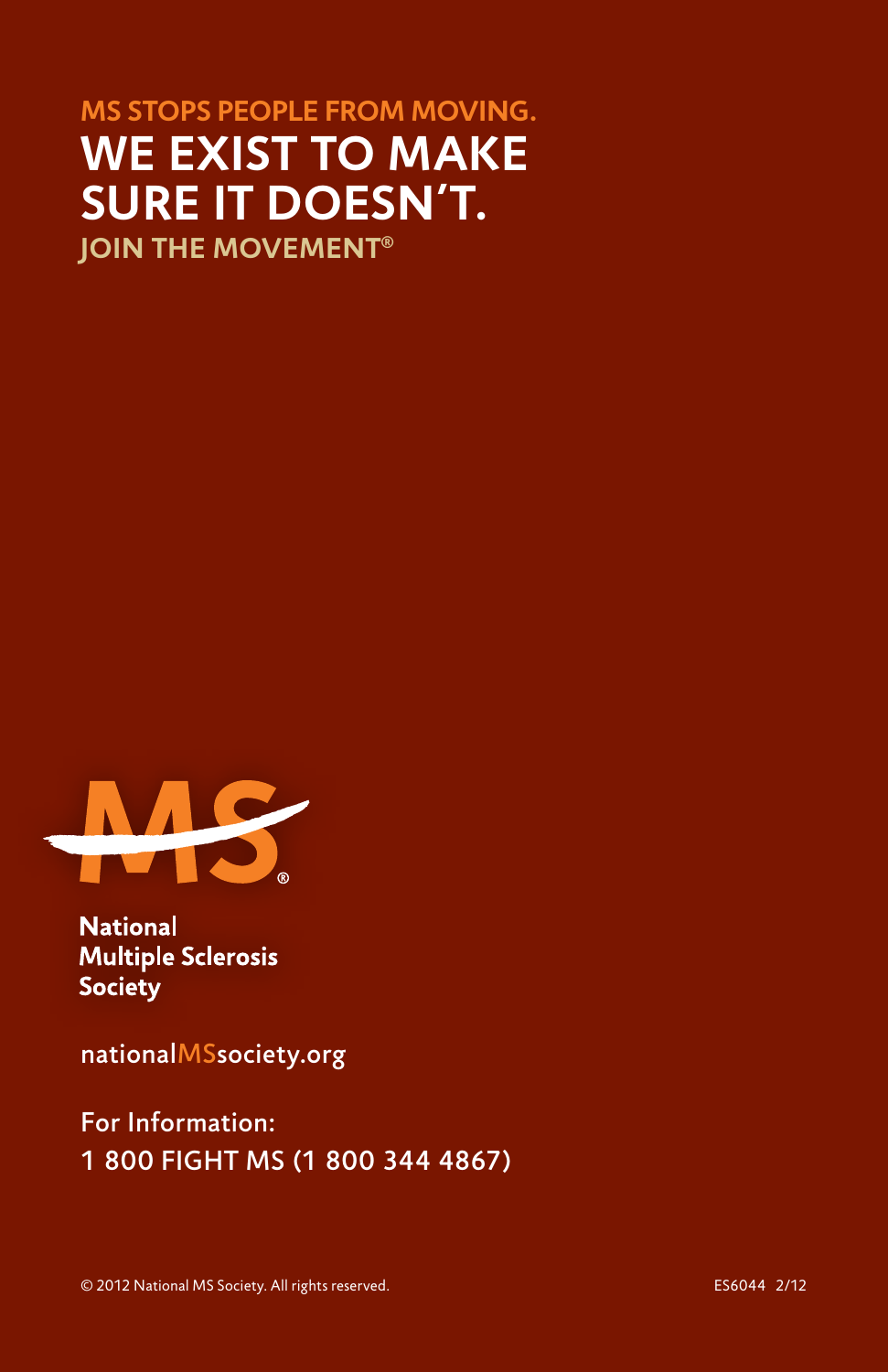**MS STOPS PEOPLE FROM MOVING.**

# WE EXIST TO MAKE SURE IT DOESN'T.

**JOIN THE MOVEMENT®**

**National Multiple Sclerosis Society**

nationalMSsociety.org

For Information:
1 800 FIGHT MS (1 800 344 4867)

© 2012 National MS Society. All rights reserved.

ES6044 2/12